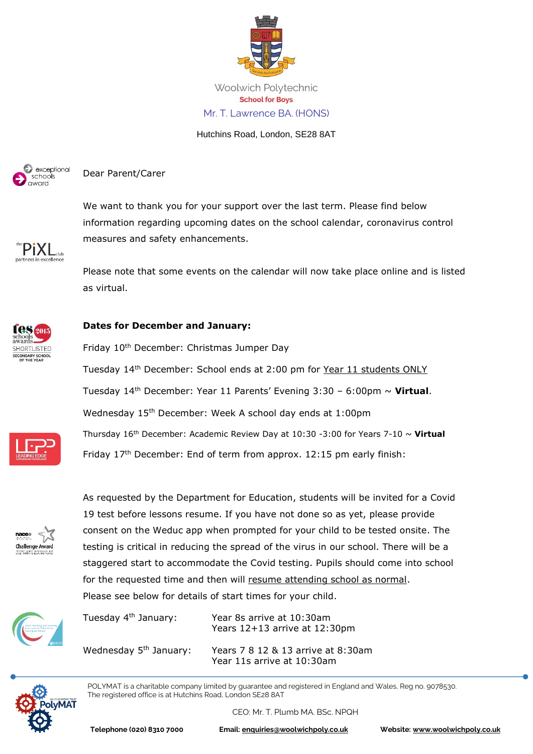Woolwich Polytechnic
School for Boys
Mr. T. Lawrence BA. (HONS)

Hutchins Road, London, SE28 8AT

Dear Parent/Carer

We want to thank you for your support over the last term. Please find below information regarding upcoming dates on the school calendar, coronavirus control measures and safety enhancements.

Please note that some events on the calendar will now take place online and is listed as virtual.

**Dates for December and January:**

Friday 10th December: Christmas Jumper Day

Tuesday 14th December: School ends at 2:00 pm for Year 11 students ONLY

Tuesday 14th December: Year 11 Parents' Evening 3:30 – 6:00pm ~ **Virtual**.

Wednesday 15th December: Week A school day ends at 1:00pm

Thursday 16th December: Academic Review Day at 10:30 -3:00 for Years 7-10 ~ **Virtual**

Friday 17th December: End of term from approx. 12:15 pm early finish:

As requested by the Department for Education, students will be invited for a Covid 19 test before lessons resume. If you have not done so as yet, please provide consent on the Weduc app when prompted for your child to be tested onsite. The testing is critical in reducing the spread of the virus in our school. There will be a staggered start to accommodate the Covid testing. Pupils should come into school for the requested time and then will resume attending school as normal. Please see below for details of start times for your child.

| | |
|---|---|
| Tuesday 4th January: | Year 8s arrive at 10:30am<br>Years 12+13 arrive at 12:30pm |
| Wednesday 5th January: | Years 7 8 12 & 13 arrive at 8:30am<br>Year 11s arrive at 10:30am |

POLYMAT is a charitable company limited by guarantee and registered in England and Wales, Reg no. 9078530. The registered office is at Hutchins Road, London SE28 8AT

CEO: Mr. T. Plumb MA. BSc. NPQH

**Telephone (020) 8310 7000** **Email: enquiries@woolwichpoly.co.uk** **Website: www.woolwichpoly.co.uk**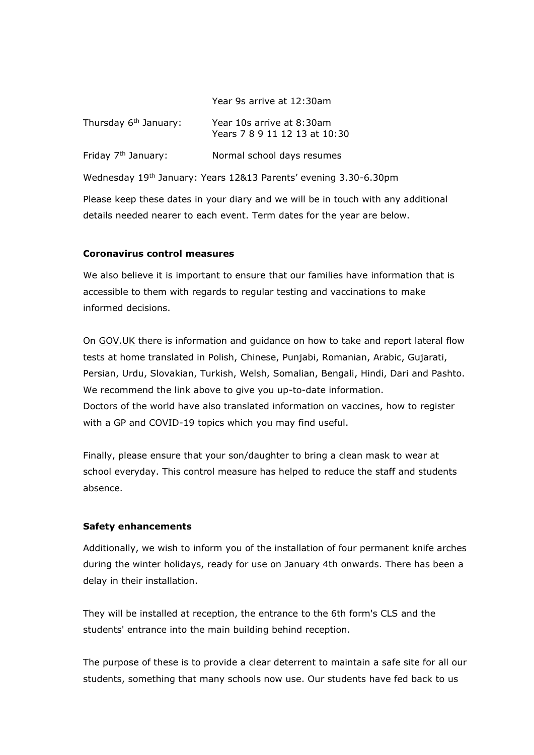| | |
|---|---|
| | Year 9s arrive at 12:30am |
| Thursday 6th January: | Year 10s arrive at 8:30am<br>Years 7 8 9 11 12 13 at 10:30 |
| Friday 7th January: | Normal school days resumes |

Wednesday 19th January: Years 12&13 Parents' evening 3.30-6.30pm

Please keep these dates in your diary and we will be in touch with any additional details needed nearer to each event. Term dates for the year are below.

**Coronavirus control measures**

We also believe it is important to ensure that our families have information that is accessible to them with regards to regular testing and vaccinations to make informed decisions.

On GOV.UK there is information and guidance on how to take and report lateral flow tests at home translated in Polish, Chinese, Punjabi, Romanian, Arabic, Gujarati, Persian, Urdu, Slovakian, Turkish, Welsh, Somalian, Bengali, Hindi, Dari and Pashto. We recommend the link above to give you up-to-date information.
Doctors of the world have also translated information on vaccines, how to register with a GP and COVID-19 topics which you may find useful.

Finally, please ensure that your son/daughter to bring a clean mask to wear at school everyday. This control measure has helped to reduce the staff and students absence.

**Safety enhancements**

Additionally, we wish to inform you of the installation of four permanent knife arches during the winter holidays, ready for use on January 4th onwards. There has been a delay in their installation.

They will be installed at reception, the entrance to the 6th form's CLS and the students' entrance into the main building behind reception.

The purpose of these is to provide a clear deterrent to maintain a safe site for all our students, something that many schools now use. Our students have fed back to us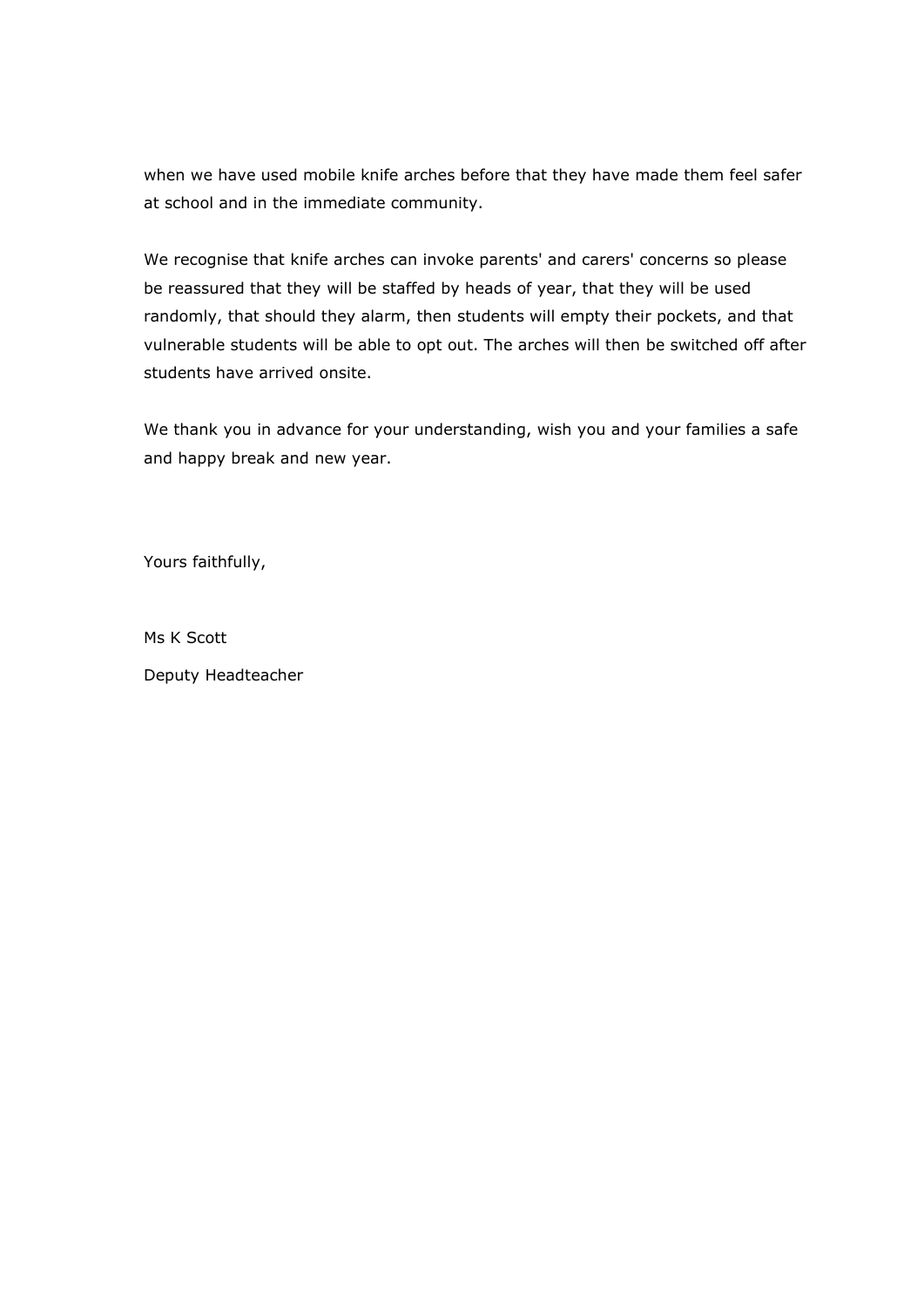when we have used mobile knife arches before that they have made them feel safer at school and in the immediate community.

We recognise that knife arches can invoke parents' and carers' concerns so please be reassured that they will be staffed by heads of year, that they will be used randomly, that should they alarm, then students will empty their pockets, and that vulnerable students will be able to opt out. The arches will then be switched off after students have arrived onsite.

We thank you in advance for your understanding, wish you and your families a safe and happy break and new year.

Yours faithfully,

Ms K Scott

Deputy Headteacher